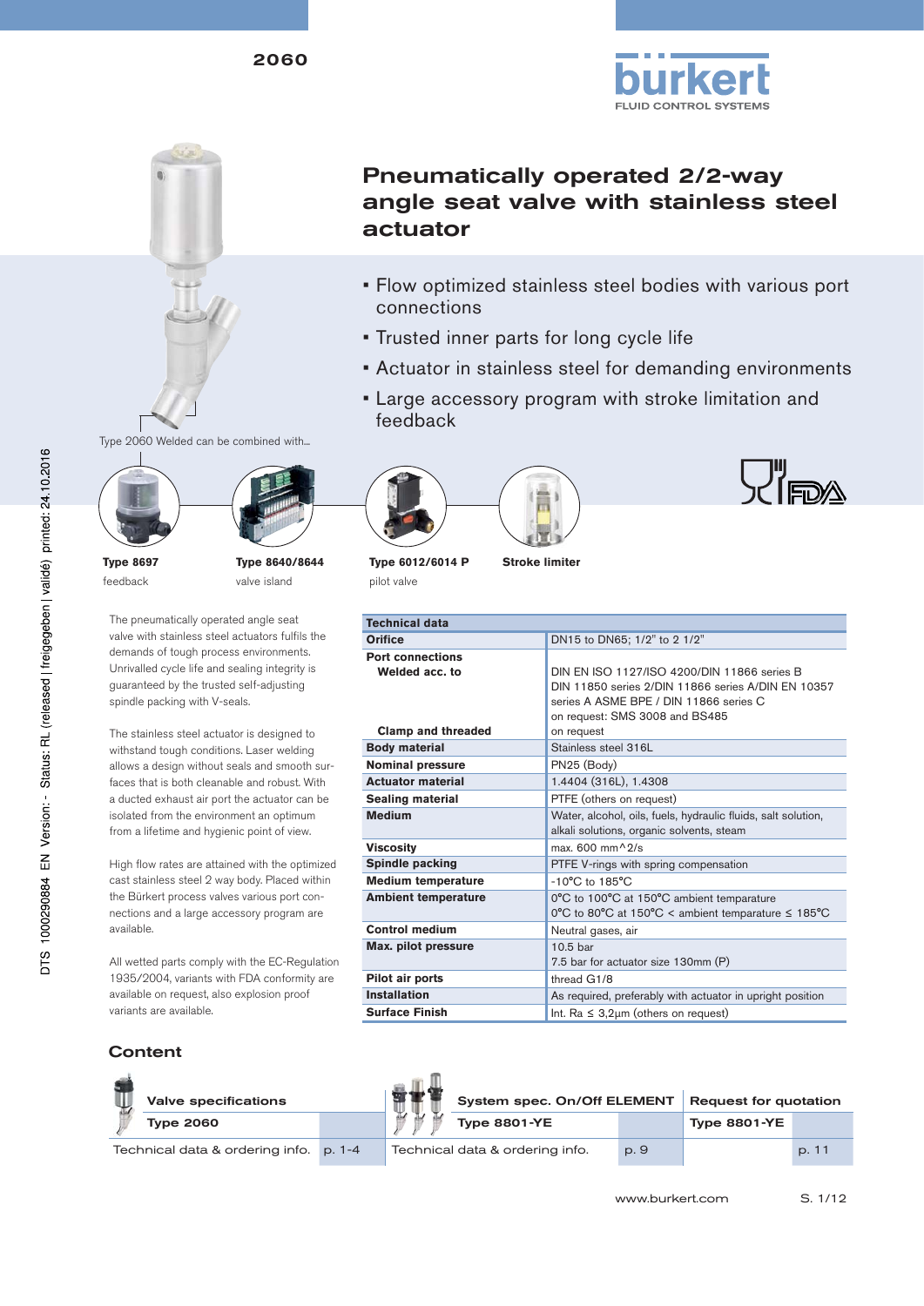2060

# Pneumatically operated 2/2-way angle seat valve with stainless steel actuator

- Flow optimized stainless steel bodies with various port connections
- Trusted inner parts for long cycle life
- Actuator in stainless steel for demanding environments
- Large accessory program with stroke limitation and feedback

Type 2060 Welded can be combined with...

**Type 8697**
feedback

**Type 8640/8644**
valve island

**Type 6012/6014 P**
pilot valve

**Stroke limiter**

The pneumatically operated angle seat valve with stainless steel actuators fulfils the demands of tough process environments. Unrivalled cycle life and sealing integrity is guaranteed by the trusted self-adjusting spindle packing with V-seals.

The stainless steel actuator is designed to withstand tough conditions. Laser welding allows a design without seals and smooth surfaces that is both cleanable and robust. With a ducted exhaust air port the actuator can be isolated from the environment an optimum from a lifetime and hygienic point of view.

High flow rates are attained with the optimized cast stainless steel 2 way body. Placed within the Bürkert process valves various port connections and a large accessory program are available.

All wetted parts comply with the EC-Regulation 1935/2004, variants with FDA conformity are available on request, also explosion proof variants are available.

| Technical data | |
|---|---|
| **Orifice** | DN15 to DN65; 1/2" to 2 1/2" |
| **Port connections** | |
| **Welded acc. to** | DIN EN ISO 1127/ISO 4200/DIN 11866 series B<br>DIN 11850 series 2/DIN 11866 series A/DIN EN 10357 series A ASME BPE / DIN 11866 series C<br>on request: SMS 3008 and BS485 |
| **Clamp and threaded** | on request |
| **Body material** | Stainless steel 316L |
| **Nominal pressure** | PN25 (Body) |
| **Actuator material** | 1.4404 (316L), 1.4308 |
| **Sealing material** | PTFE (others on request) |
| **Medium** | Water, alcohol, oils, fuels, hydraulic fluids, salt solution, alkali solutions, organic solvents, steam |
| **Viscosity** | max. 600 mm^2/s |
| **Spindle packing** | PTFE V-rings with spring compensation |
| **Medium temperature** | -10°C to 185°C |
| **Ambient temperature** | 0°C to 100°C at 150°C ambient temparature<br>0°C to 80°C at 150°C < ambient temparature ≤ 185°C |
| **Control medium** | Neutral gases, air |
| **Max. pilot pressure** | 10.5 bar<br>7.5 bar for actuator size 130mm (P) |
| **Pilot air ports** | thread G1/8 |
| **Installation** | As required, preferably with actuator in upright position |
| **Surface Finish** | Int. Ra ≤ 3,2µm (others on request) |

## Content

| Valve specifications | | System spec. On/Off ELEMENT | | Request for quotation | |
|---|---|---|---|---|---|
| **Type 2060** | | **Type 8801-YE** | | **Type 8801-YE** | |
| Technical data & ordering info. | p. 1-4 | Technical data & ordering info. | p. 9 | | p. 11 |

www.burkert.com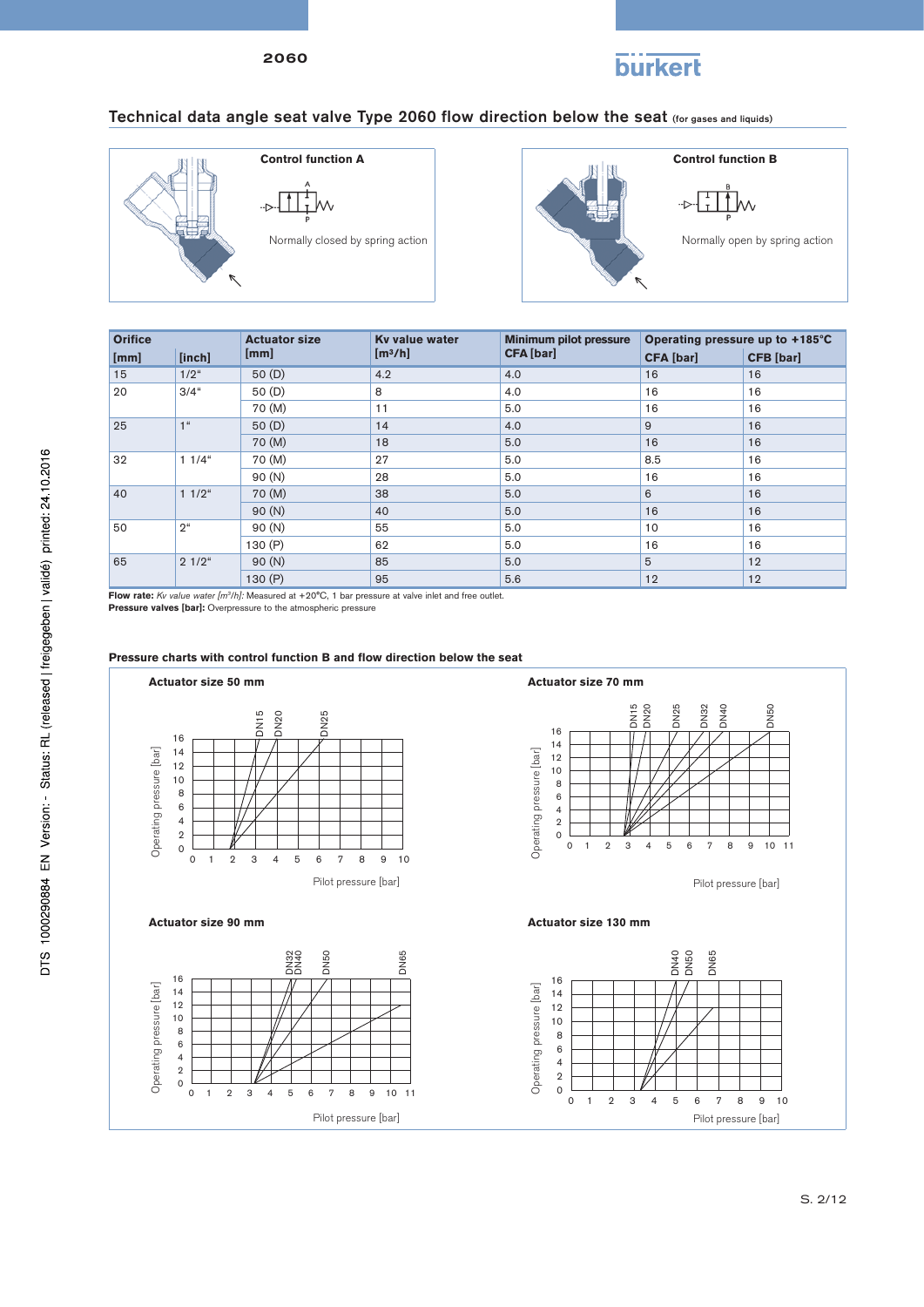## Technical data angle seat valve Type 2060 flow direction below the seat (for gases and liquids)

**Control function A**

Normally closed by spring action

**Control function B**

Normally open by spring action

| Orifice | | Actuator size | Kv value water | Minimum pilot pressure | Operating pressure up to +185°C | |
|---|---|---|---|---|---|---|
| [mm] | [inch] | [mm] | [m³/h] | CFA [bar] | CFA [bar] | CFB [bar] |
| 15 | 1/2" | 50 (D) | 4.2 | 4.0 | 16 | 16 |
| 20 | 3/4" | 50 (D) | 8 | 4.0 | 16 | 16 |
| | | 70 (M) | 11 | 5.0 | 16 | 16 |
| 25 | 1" | 50 (D) | 14 | 4.0 | 9 | 16 |
| | | 70 (M) | 18 | 5.0 | 16 | 16 |
| 32 | 1 1/4" | 70 (M) | 27 | 5.0 | 8.5 | 16 |
| | | 90 (N) | 28 | 5.0 | 16 | 16 |
| 40 | 1 1/2" | 70 (M) | 38 | 5.0 | 6 | 16 |
| | | 90 (N) | 40 | 5.0 | 16 | 16 |
| 50 | 2" | 90 (N) | 55 | 5.0 | 10 | 16 |
| | | 130 (P) | 62 | 5.0 | 16 | 16 |
| 65 | 2 1/2" | 90 (N) | 85 | 5.0 | 5 | 12 |
| | | 130 (P) | 95 | 5.6 | 12 | 12 |

**Flow rate:** *Kv value water [m³/h]:* Measured at +20°C, 1 bar pressure at valve inlet and free outlet.
**Pressure valves [bar]:** Overpressure to the atmospheric pressure

### Pressure charts with control function B and flow direction below the seat

**Actuator size 50 mm**

**Actuator size 70 mm**

**Actuator size 90 mm**

**Actuator size 130 mm**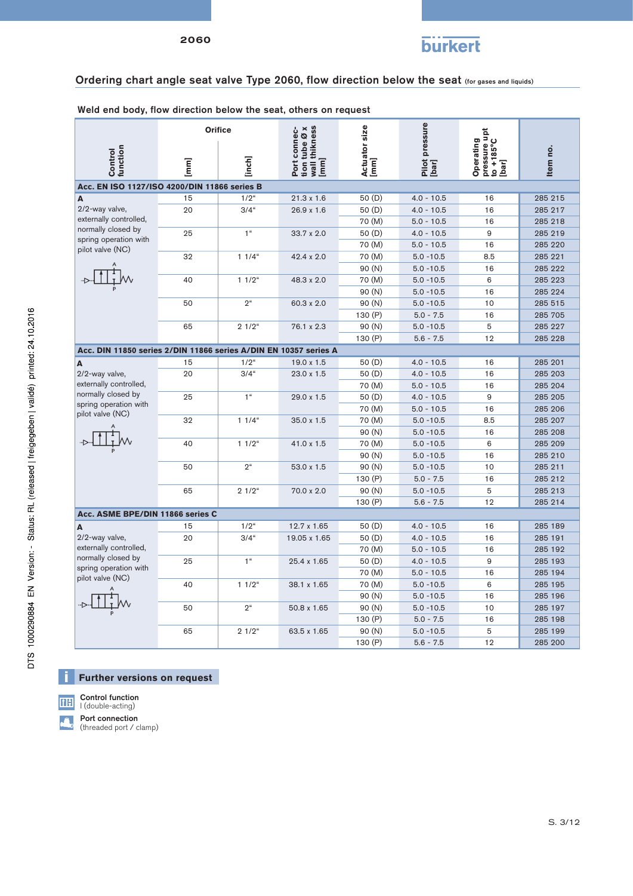## Ordering chart angle seat valve Type 2060, flow direction below the seat (for gases and liquids)

### Weld end body, flow direction below the seat, others on request

| Control function | Orifice [mm] | Orifice [inch] | Port connection tube Ø x wall thikness [mm] | Actuator size [mm] | Pilot pressure [bar] | Operating pressure upt to +185°C [bar] | Item no. |
|---|---|---|---|---|---|---|---|
| **Acc. EN ISO 1127/ISO 4200/DIN 11866 series B** | | | | | | | |
| **A** 2/2-way valve, externally controlled, normally closed by spring operation with pilot valve (NC) | 15 | 1/2" | 21.3 x 1.6 | 50 (D) | 4.0 - 10.5 | 16 | 285 215 |
| | 20 | 3/4" | 26.9 x 1.6 | 50 (D) | 4.0 - 10.5 | 16 | 285 217 |
| | | | | 70 (M) | 5.0 - 10.5 | 16 | 285 218 |
| | 25 | 1" | 33.7 x 2.0 | 50 (D) | 4.0 - 10.5 | 9 | 285 219 |
| | | | | 70 (M) | 5.0 - 10.5 | 16 | 285 220 |
| | 32 | 1 1/4" | 42.4 x 2.0 | 70 (M) | 5.0 -10.5 | 8.5 | 285 221 |
| | | | | 90 (N) | 5.0 -10.5 | 16 | 285 222 |
| | 40 | 1 1/2" | 48.3 x 2.0 | 70 (M) | 5.0 -10.5 | 6 | 285 223 |
| | | | | 90 (N) | 5.0 -10.5 | 16 | 285 224 |
| | 50 | 2" | 60.3 x 2.0 | 90 (N) | 5.0 -10.5 | 10 | 285 515 |
| | | | | 130 (P) | 5.0 - 7.5 | 16 | 285 705 |
| | 65 | 2 1/2" | 76.1 x 2.3 | 90 (N) | 5.0 -10.5 | 5 | 285 227 |
| | | | | 130 (P) | 5.6 - 7.5 | 12 | 285 228 |
| **Acc. DIN 11850 series 2/DIN 11866 series A/DIN EN 10357 series A** | | | | | | | |
| **A** 2/2-way valve, externally controlled, normally closed by spring operation with pilot valve (NC) | 15 | 1/2" | 19.0 x 1.5 | 50 (D) | 4.0 - 10.5 | 16 | 285 201 |
| | 20 | 3/4" | 23.0 x 1.5 | 50 (D) | 4.0 - 10.5 | 16 | 285 203 |
| | | | | 70 (M) | 5.0 - 10.5 | 16 | 285 204 |
| | 25 | 1" | 29.0 x 1.5 | 50 (D) | 4.0 - 10.5 | 9 | 285 205 |
| | | | | 70 (M) | 5.0 - 10.5 | 16 | 285 206 |
| | 32 | 1 1/4" | 35.0 x 1.5 | 70 (M) | 5.0 -10.5 | 8.5 | 285 207 |
| | | | | 90 (N) | 5.0 -10.5 | 16 | 285 208 |
| | 40 | 1 1/2" | 41.0 x 1.5 | 70 (M) | 5.0 -10.5 | 6 | 285 209 |
| | | | | 90 (N) | 5.0 -10.5 | 16 | 285 210 |
| | 50 | 2" | 53.0 x 1.5 | 90 (N) | 5.0 -10.5 | 10 | 285 211 |
| | | | | 130 (P) | 5.0 - 7.5 | 16 | 285 212 |
| | 65 | 2 1/2" | 70.0 x 2.0 | 90 (N) | 5.0 -10.5 | 5 | 285 213 |
| | | | | 130 (P) | 5.6 - 7.5 | 12 | 285 214 |
| **Acc. ASME BPE/DIN 11866 series C** | | | | | | | |
| **A** 2/2-way valve, externally controlled, normally closed by spring operation with pilot valve (NC) | 15 | 1/2" | 12.7 x 1.65 | 50 (D) | 4.0 - 10.5 | 16 | 285 189 |
| | 20 | 3/4" | 19.05 x 1.65 | 50 (D) | 4.0 - 10.5 | 16 | 285 191 |
| | | | | 70 (M) | 5.0 - 10.5 | 16 | 285 192 |
| | 25 | 1" | 25.4 x 1.65 | 50 (D) | 4.0 - 10.5 | 9 | 285 193 |
| | | | | 70 (M) | 5.0 - 10.5 | 16 | 285 194 |
| | 40 | 1 1/2" | 38.1 x 1.65 | 70 (M) | 5.0 -10.5 | 6 | 285 195 |
| | | | | 90 (N) | 5.0 -10.5 | 16 | 285 196 |
| | 50 | 2" | 50.8 x 1.65 | 90 (N) | 5.0 -10.5 | 10 | 285 197 |
| | | | | 130 (P) | 5.0 - 7.5 | 16 | 285 198 |
| | 65 | 2 1/2" | 63.5 x 1.65 | 90 (N) | 5.0 -10.5 | 5 | 285 199 |
| | | | | 130 (P) | 5.6 - 7.5 | 12 | 285 200 |

### Further versions on request

**Control function**
I (double-acting)

**Port connection**
(threaded port / clamp)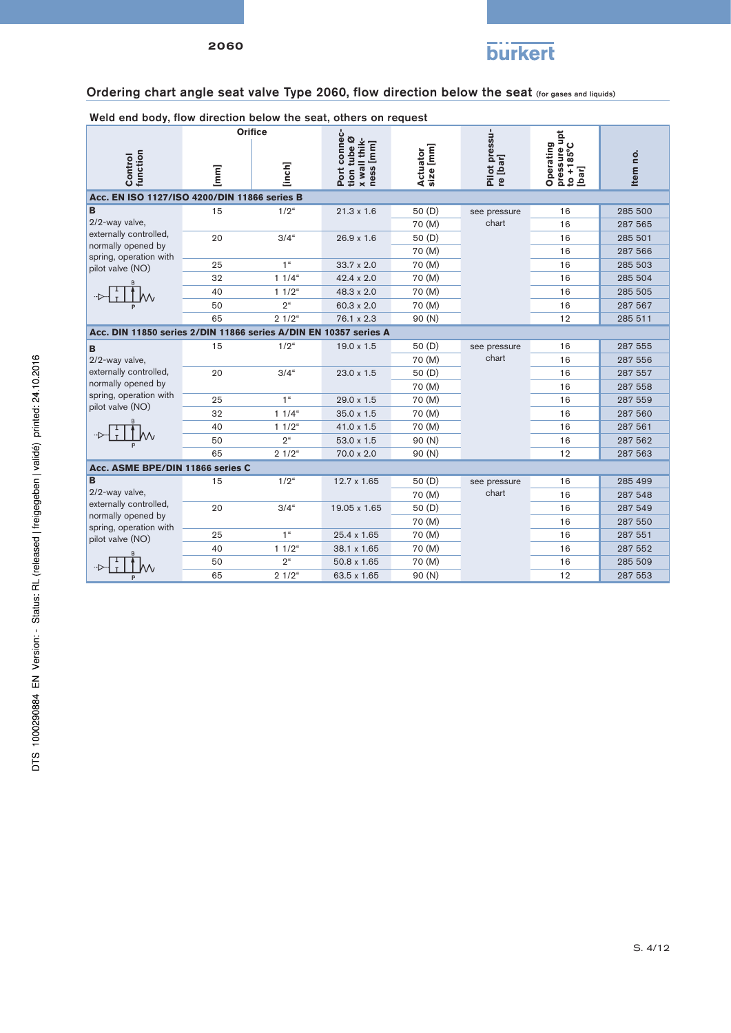## Ordering chart angle seat valve Type 2060, flow direction below the seat (for gases and liquids)

### Weld end body, flow direction below the seat, others on request

| Control function | Orifice [mm] | Orifice [inch] | Port connection tube Ø x wall thickness [mm] | Actuator size [mm] | Pilot pressure [bar] | Operating pressure upt to +185°C [bar] | Item no. |
|---|---|---|---|---|---|---|---|
| **Acc. EN ISO 1127/ISO 4200/DIN 11866 series B** | | | | | | | |
| **B** 2/2-way valve, externally controlled, normally opened by spring, operation with pilot valve (NO) | 15 | 1/2" | 21.3 x 1.6 | 50 (D) | see pressure chart | 16 | 285 500 |
| | | | | 70 (M) | | 16 | 287 565 |
| | 20 | 3/4" | 26.9 x 1.6 | 50 (D) | | 16 | 285 501 |
| | | | | 70 (M) | | 16 | 287 566 |
| | 25 | 1" | 33.7 x 2.0 | 70 (M) | | 16 | 285 503 |
| | 32 | 1 1/4" | 42.4 x 2.0 | 70 (M) | | 16 | 285 504 |
| | 40 | 1 1/2" | 48.3 x 2.0 | 70 (M) | | 16 | 285 505 |
| | 50 | 2" | 60.3 x 2.0 | 70 (M) | | 16 | 287 567 |
| | 65 | 2 1/2" | 76.1 x 2.3 | 90 (N) | | 12 | 285 511 |
| **Acc. DIN 11850 series 2/DIN 11866 series A/DIN EN 10357 series A** | | | | | | | |
| **B** 2/2-way valve, externally controlled, normally opened by spring, operation with pilot valve (NO) | 15 | 1/2" | 19.0 x 1.5 | 50 (D) | see pressure chart | 16 | 287 555 |
| | | | | 70 (M) | | 16 | 287 556 |
| | 20 | 3/4" | 23.0 x 1.5 | 50 (D) | | 16 | 287 557 |
| | | | | 70 (M) | | 16 | 287 558 |
| | 25 | 1" | 29.0 x 1.5 | 70 (M) | | 16 | 287 559 |
| | 32 | 1 1/4" | 35.0 x 1.5 | 70 (M) | | 16 | 287 560 |
| | 40 | 1 1/2" | 41.0 x 1.5 | 70 (M) | | 16 | 287 561 |
| | 50 | 2" | 53.0 x 1.5 | 90 (N) | | 16 | 287 562 |
| | 65 | 2 1/2" | 70.0 x 2.0 | 90 (N) | | 12 | 287 563 |
| **Acc. ASME BPE/DIN 11866 series C** | | | | | | | |
| **B** 2/2-way valve, externally controlled, normally opened by spring, operation with pilot valve (NO) | 15 | 1/2" | 12.7 x 1.65 | 50 (D) | see pressure chart | 16 | 285 499 |
| | | | | 70 (M) | | 16 | 287 548 |
| | 20 | 3/4" | 19.05 x 1.65 | 50 (D) | | 16 | 287 549 |
| | | | | 70 (M) | | 16 | 287 550 |
| | 25 | 1" | 25.4 x 1.65 | 70 (M) | | 16 | 287 551 |
| | 40 | 1 1/2" | 38.1 x 1.65 | 70 (M) | | 16 | 287 552 |
| | 50 | 2" | 50.8 x 1.65 | 70 (M) | | 16 | 285 509 |
| | 65 | 2 1/2" | 63.5 x 1.65 | 90 (N) | | 12 | 287 553 |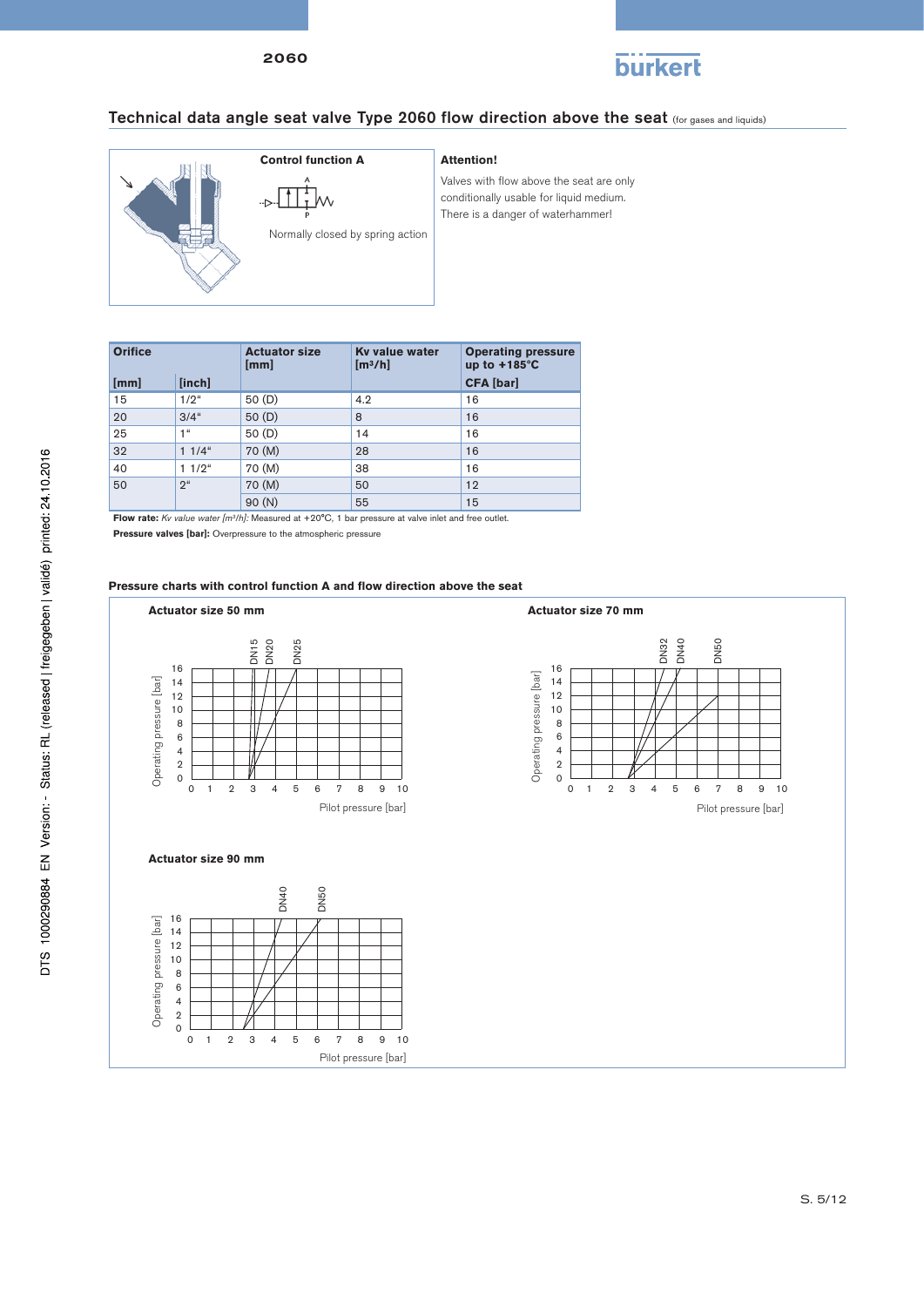## Technical data angle seat valve Type 2060 flow direction above the seat (for gases and liquids)

**Control function A**

Normally closed by spring action

**Attention!**

Valves with flow above the seat are only conditionally usable for liquid medium. There is a danger of waterhammer!

| Orifice | | Actuator size [mm] | Kv value water [m³/h] | Operating pressure up to +185°C |
|---|---|---|---|---|
| [mm] | [inch] | | | CFA [bar] |
| 15 | 1/2" | 50 (D) | 4.2 | 16 |
| 20 | 3/4" | 50 (D) | 8 | 16 |
| 25 | 1" | 50 (D) | 14 | 16 |
| 32 | 1 1/4" | 70 (M) | 28 | 16 |
| 40 | 1 1/2" | 70 (M) | 38 | 16 |
| 50 | 2" | 70 (M) | 50 | 12 |
| | | 90 (N) | 55 | 15 |

**Flow rate:** *Kv value water [m³/h]:* Measured at +20°C, 1 bar pressure at valve inlet and free outlet.

**Pressure valves [bar]:** Overpressure to the atmospheric pressure

**Pressure charts with control function A and flow direction above the seat**

**Actuator size 50 mm**

**Actuator size 70 mm**

**Actuator size 90 mm**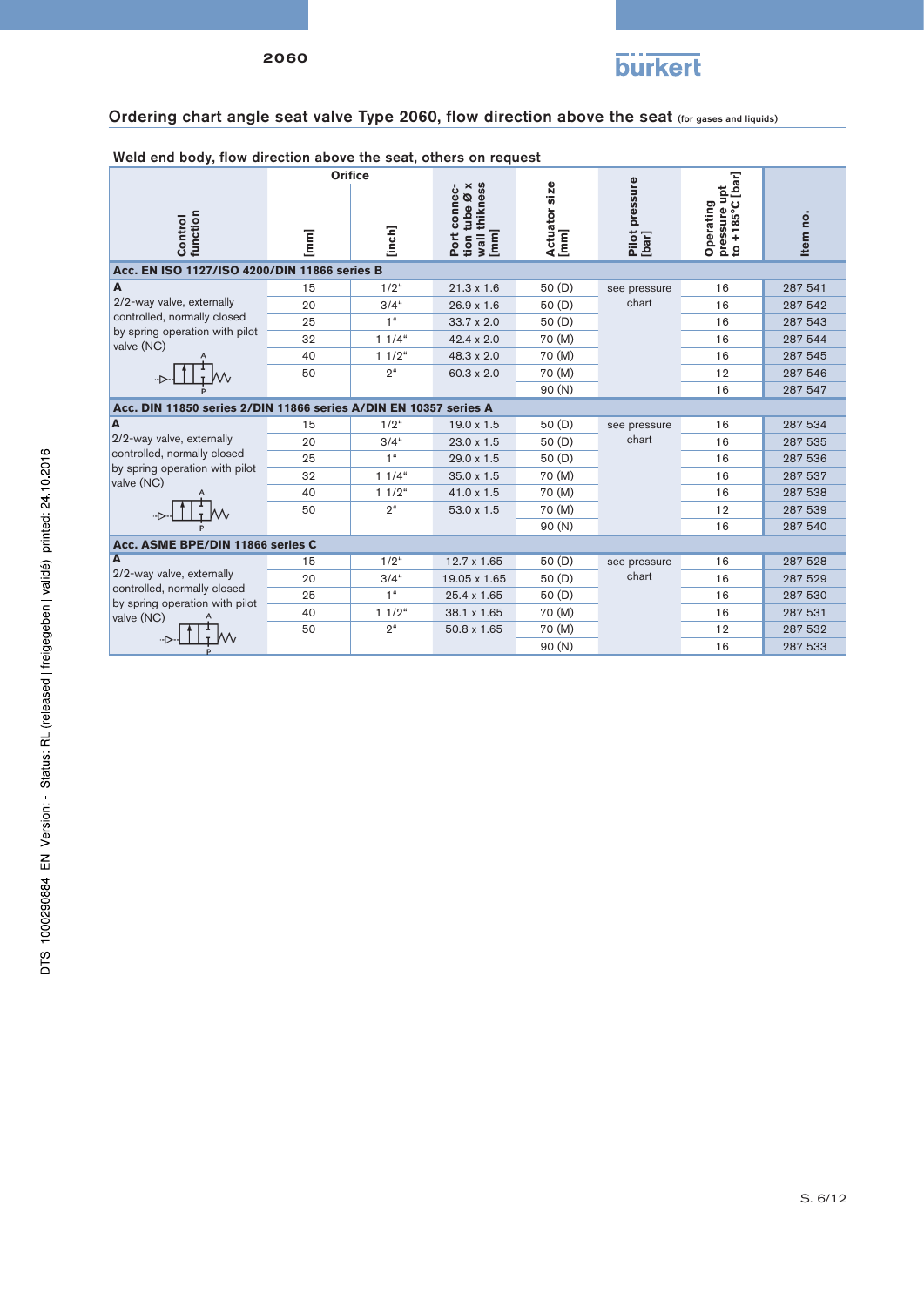## Ordering chart angle seat valve Type 2060, flow direction above the seat (for gases and liquids)

### Weld end body, flow direction above the seat, others on request

| Control function | Orifice [mm] | Orifice [inch] | Port connection tube Ø x wall thikness [mm] | Actuator size [mm] | Pilot pressure [bar] | Operating pressure upt to +185°C [bar] | Item no. |
|---|---|---|---|---|---|---|---|
| **Acc. EN ISO 1127/ISO 4200/DIN 11866 series B** | | | | | | | |
| **A** 2/2-way valve, externally controlled, normally closed by spring operation with pilot valve (NC) | 15 | 1/2" | 21.3 x 1.6 | 50 (D) | see pressure chart | 16 | 287 541 |
| | 20 | 3/4" | 26.9 x 1.6 | 50 (D) | | 16 | 287 542 |
| | 25 | 1" | 33.7 x 2.0 | 50 (D) | | 16 | 287 543 |
| | 32 | 1 1/4" | 42.4 x 2.0 | 70 (M) | | 16 | 287 544 |
| | 40 | 1 1/2" | 48.3 x 2.0 | 70 (M) | | 16 | 287 545 |
| | 50 | 2" | 60.3 x 2.0 | 70 (M) | | 12 | 287 546 |
| | | | | 90 (N) | | 16 | 287 547 |
| **Acc. DIN 11850 series 2/DIN 11866 series A/DIN EN 10357 series A** | | | | | | | |
| **A** 2/2-way valve, externally controlled, normally closed by spring operation with pilot valve (NC) | 15 | 1/2" | 19.0 x 1.5 | 50 (D) | see pressure chart | 16 | 287 534 |
| | 20 | 3/4" | 23.0 x 1.5 | 50 (D) | | 16 | 287 535 |
| | 25 | 1" | 29.0 x 1.5 | 50 (D) | | 16 | 287 536 |
| | 32 | 1 1/4" | 35.0 x 1.5 | 70 (M) | | 16 | 287 537 |
| | 40 | 1 1/2" | 41.0 x 1.5 | 70 (M) | | 16 | 287 538 |
| | 50 | 2" | 53.0 x 1.5 | 70 (M) | | 12 | 287 539 |
| | | | | 90 (N) | | 16 | 287 540 |
| **Acc. ASME BPE/DIN 11866 series C** | | | | | | | |
| **A** 2/2-way valve, externally controlled, normally closed by spring operation with pilot valve (NC) | 15 | 1/2" | 12.7 x 1.65 | 50 (D) | see pressure chart | 16 | 287 528 |
| | 20 | 3/4" | 19.05 x 1.65 | 50 (D) | | 16 | 287 529 |
| | 25 | 1" | 25.4 x 1.65 | 50 (D) | | 16 | 287 530 |
| | 40 | 1 1/2" | 38.1 x 1.65 | 70 (M) | | 16 | 287 531 |
| | 50 | 2" | 50.8 x 1.65 | 70 (M) | | 12 | 287 532 |
| | | | | 90 (N) | | 16 | 287 533 |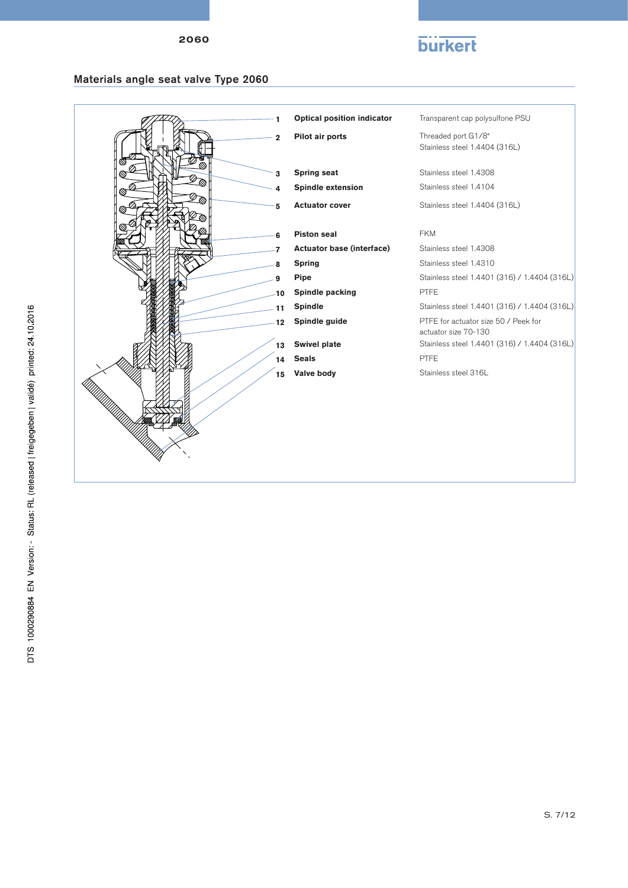## Materials angle seat valve Type 2060

| No. | Component | Material |
|---|---|---|
| 1 | **Optical position indicator** | Transparent cap polysulfone PSU |
| 2 | **Pilot air ports** | Threaded port G1/8"<br>Stainless steel 1.4404 (316L) |
| 3 | **Spring seat** | Stainless steel 1.4308 |
| 4 | **Spindle extension** | Stainless steel 1.4104 |
| 5 | **Actuator cover** | Stainless steel 1.4404 (316L) |
| 6 | **Piston seal** | FKM |
| 7 | **Actuator base (interface)** | Stainless steel 1.4308 |
| 8 | **Spring** | Stainless steel 1.4310 |
| 9 | **Pipe** | Stainless steel 1.4401 (316) / 1.4404 (316L) |
| 10 | **Spindle packing** | PTFE |
| 11 | **Spindle** | Stainless steel 1.4401 (316) / 1.4404 (316L) |
| 12 | **Spindle guide** | PTFE for actuator size 50 / Peek for actuator size 70-130 |
| 13 | **Swivel plate** | Stainless steel 1.4401 (316) / 1.4404 (316L) |
| 14 | **Seals** | PTFE |
| 15 | **Valve body** | Stainless steel 316L |

DTS 1000290884 EN Version: - Status: RL (released | freigegeben | validé) printed: 24.10.2016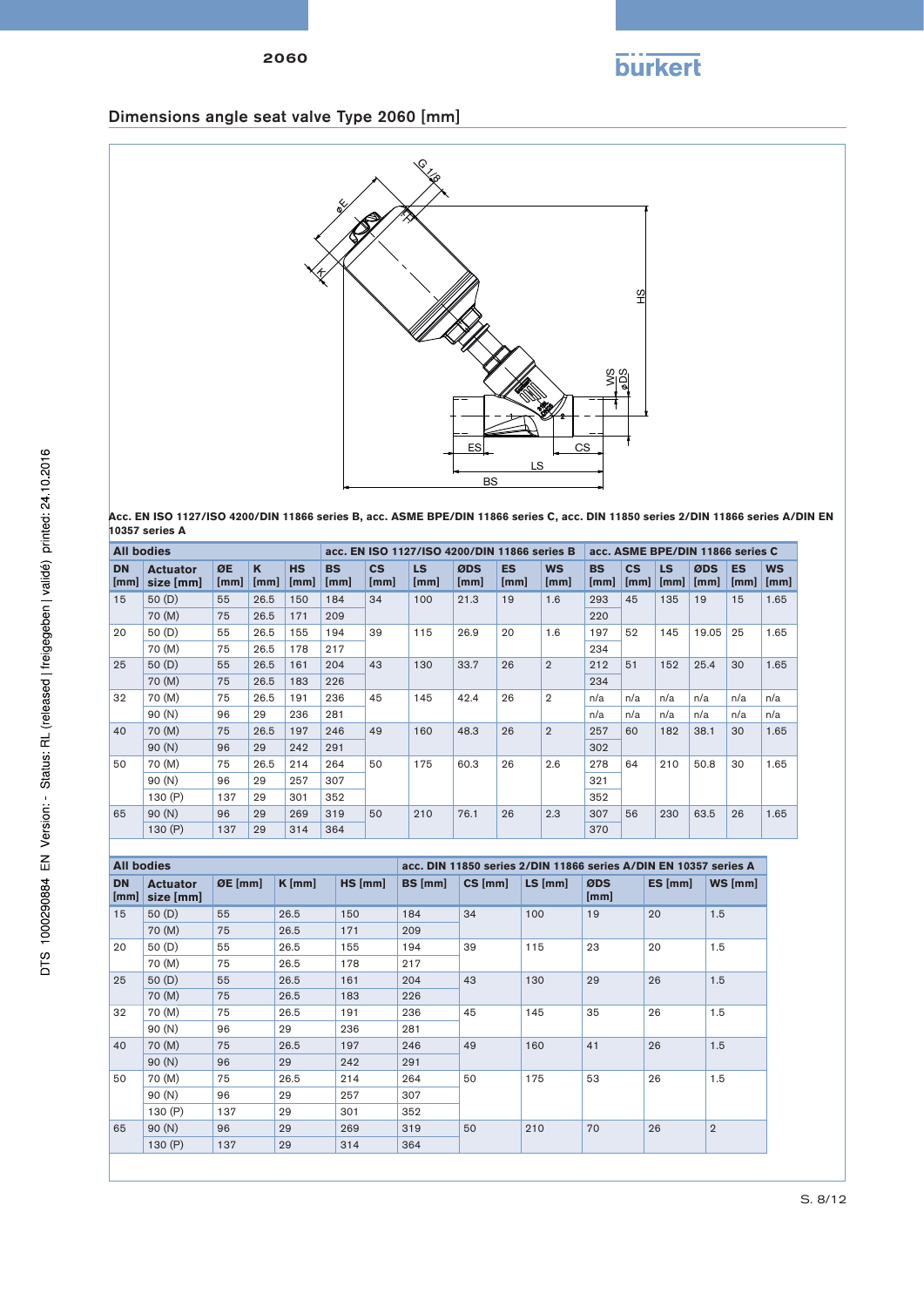## Dimensions angle seat valve Type 2060 [mm]

**Acc. EN ISO 1127/ISO 4200/DIN 11866 series B, acc. ASME BPE/DIN 11866 series C, acc. DIN 11850 series 2/DIN 11866 series A/DIN EN 10357 series A**

| All bodies | | | | | acc. EN ISO 1127/ISO 4200/DIN 11866 series B | | | | | | acc. ASME BPE/DIN 11866 series C | | | | | |
|---|---|---|---|---|---|---|---|---|---|---|---|---|---|---|---|---|
| DN [mm] | Actuator size [mm] | ØE [mm] | K [mm] | HS [mm] | BS [mm] | CS [mm] | LS [mm] | ØDS [mm] | ES [mm] | WS [mm] | BS [mm] | CS [mm] | LS [mm] | ØDS [mm] | ES [mm] | WS [mm] |
| 15 | 50 (D) | 55 | 26.5 | 150 | 184 | 34 | 100 | 21.3 | 19 | 1.6 | 293 | 45 | 135 | 19 | 15 | 1.65 |
| | 70 (M) | 75 | 26.5 | 171 | 209 | | | | | | 220 | | | | | |
| 20 | 50 (D) | 55 | 26.5 | 155 | 194 | 39 | 115 | 26.9 | 20 | 1.6 | 197 | 52 | 145 | 19.05 | 25 | 1.65 |
| | 70 (M) | 75 | 26.5 | 178 | 217 | | | | | | 234 | | | | | |
| 25 | 50 (D) | 55 | 26.5 | 161 | 204 | 43 | 130 | 33.7 | 26 | 2 | 212 | 51 | 152 | 25.4 | 30 | 1.65 |
| | 70 (M) | 75 | 26.5 | 183 | 226 | | | | | | 234 | | | | | |
| 32 | 70 (M) | 75 | 26.5 | 191 | 236 | 45 | 145 | 42.4 | 26 | 2 | n/a | n/a | n/a | n/a | n/a | n/a |
| | 90 (N) | 96 | 29 | 236 | 281 | | | | | | n/a | n/a | n/a | n/a | n/a | n/a |
| 40 | 70 (M) | 75 | 26.5 | 197 | 246 | 49 | 160 | 48.3 | 26 | 2 | 257 | 60 | 182 | 38.1 | 30 | 1.65 |
| | 90 (N) | 96 | 29 | 242 | 291 | | | | | | 302 | | | | | |
| 50 | 70 (M) | 75 | 26.5 | 214 | 264 | 50 | 175 | 60.3 | 26 | 2.6 | 278 | 64 | 210 | 50.8 | 30 | 1.65 |
| | 90 (N) | 96 | 29 | 257 | 307 | | | | | | 321 | | | | | |
| | 130 (P) | 137 | 29 | 301 | 352 | | | | | | 352 | | | | | |
| 65 | 90 (N) | 96 | 29 | 269 | 319 | 50 | 210 | 76.1 | 26 | 2.3 | 307 | 56 | 230 | 63.5 | 26 | 1.65 |
| | 130 (P) | 137 | 29 | 314 | 364 | | | | | | 370 | | | | | |

| All bodies | | | | | acc. DIN 11850 series 2/DIN 11866 series A/DIN EN 10357 series A | | | | | |
|---|---|---|---|---|---|---|---|---|---|---|
| DN [mm] | Actuator size [mm] | ØE [mm] | K [mm] | HS [mm] | BS [mm] | CS [mm] | LS [mm] | ØDS [mm] | ES [mm] | WS [mm] |
| 15 | 50 (D) | 55 | 26.5 | 150 | 184 | 34 | 100 | 19 | 20 | 1.5 |
| | 70 (M) | 75 | 26.5 | 171 | 209 | | | | | |
| 20 | 50 (D) | 55 | 26.5 | 155 | 194 | 39 | 115 | 23 | 20 | 1.5 |
| | 70 (M) | 75 | 26.5 | 178 | 217 | | | | | |
| 25 | 50 (D) | 55 | 26.5 | 161 | 204 | 43 | 130 | 29 | 26 | 1.5 |
| | 70 (M) | 75 | 26.5 | 183 | 226 | | | | | |
| 32 | 70 (M) | 75 | 26.5 | 191 | 236 | 45 | 145 | 35 | 26 | 1.5 |
| | 90 (N) | 96 | 29 | 236 | 281 | | | | | |
| 40 | 70 (M) | 75 | 26.5 | 197 | 246 | 49 | 160 | 41 | 26 | 1.5 |
| | 90 (N) | 96 | 29 | 242 | 291 | | | | | |
| 50 | 70 (M) | 75 | 26.5 | 214 | 264 | 50 | 175 | 53 | 26 | 1.5 |
| | 90 (N) | 96 | 29 | 257 | 307 | | | | | |
| | 130 (P) | 137 | 29 | 301 | 352 | | | | | |
| 65 | 90 (N) | 96 | 29 | 269 | 319 | 50 | 210 | 70 | 26 | 2 |
| | 130 (P) | 137 | 29 | 314 | 364 | | | | | |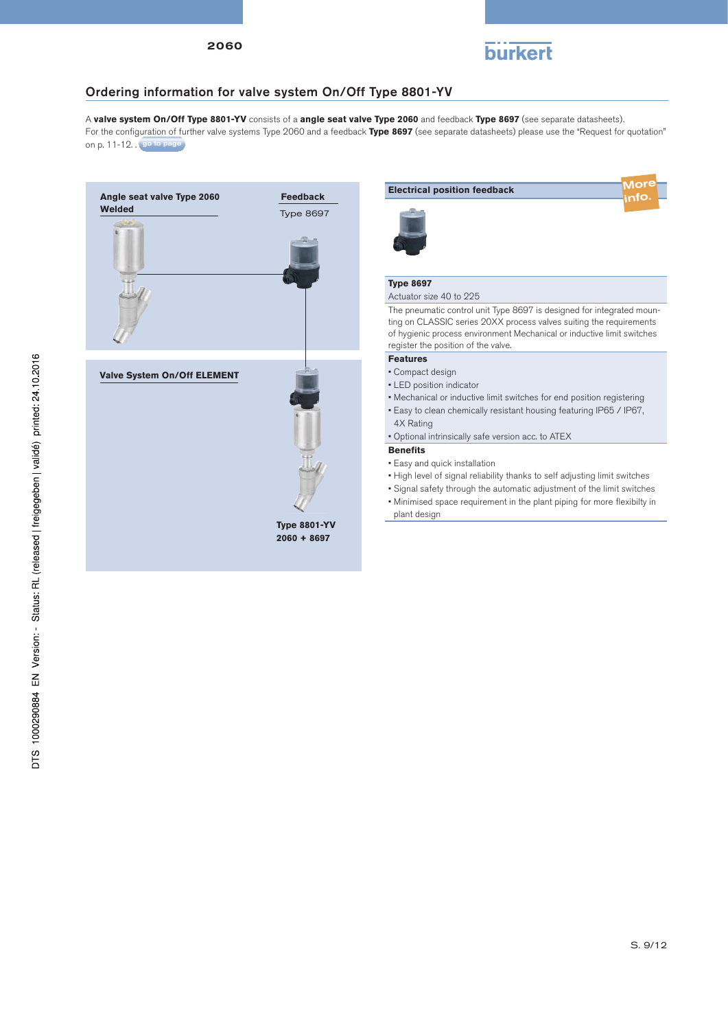## Ordering information for valve system On/Off Type 8801-YV

A **valve system On/Off Type 8801-YV** consists of a **angle seat valve Type 2060** and feedback **Type 8697** (see separate datasheets).
For the configuration of further valve systems Type 2060 and a feedback **Type 8697** (see separate datasheets) please use the "Request for quotation" on p. 11-12. . go to page

**Angle seat valve Type 2060**
**Welded**

**Feedback**
Type 8697

**Valve System On/Off ELEMENT**

**Type 8801-YV**
**2060 + 8697**

**Electrical position feedback**

More info.

**Type 8697**
Actuator size 40 to 225

The pneumatic control unit Type 8697 is designed for integrated mounting on CLASSIC series 20XX process valves suiting the requirements of hygienic process environment Mechanical or inductive limit switches register the position of the valve.

**Features**
- Compact design
- LED position indicator
- Mechanical or inductive limit switches for end position registering
- Easy to clean chemically resistant housing featuring IP65 / IP67, 4X Rating
- Optional intrinsically safe version acc. to ATEX

**Benefits**
- Easy and quick installation
- High level of signal reliability thanks to self adjusting limit switches
- Signal safety through the automatic adjustment of the limit switches
- Minimised space requirement in the plant piping for more flexibilty in plant design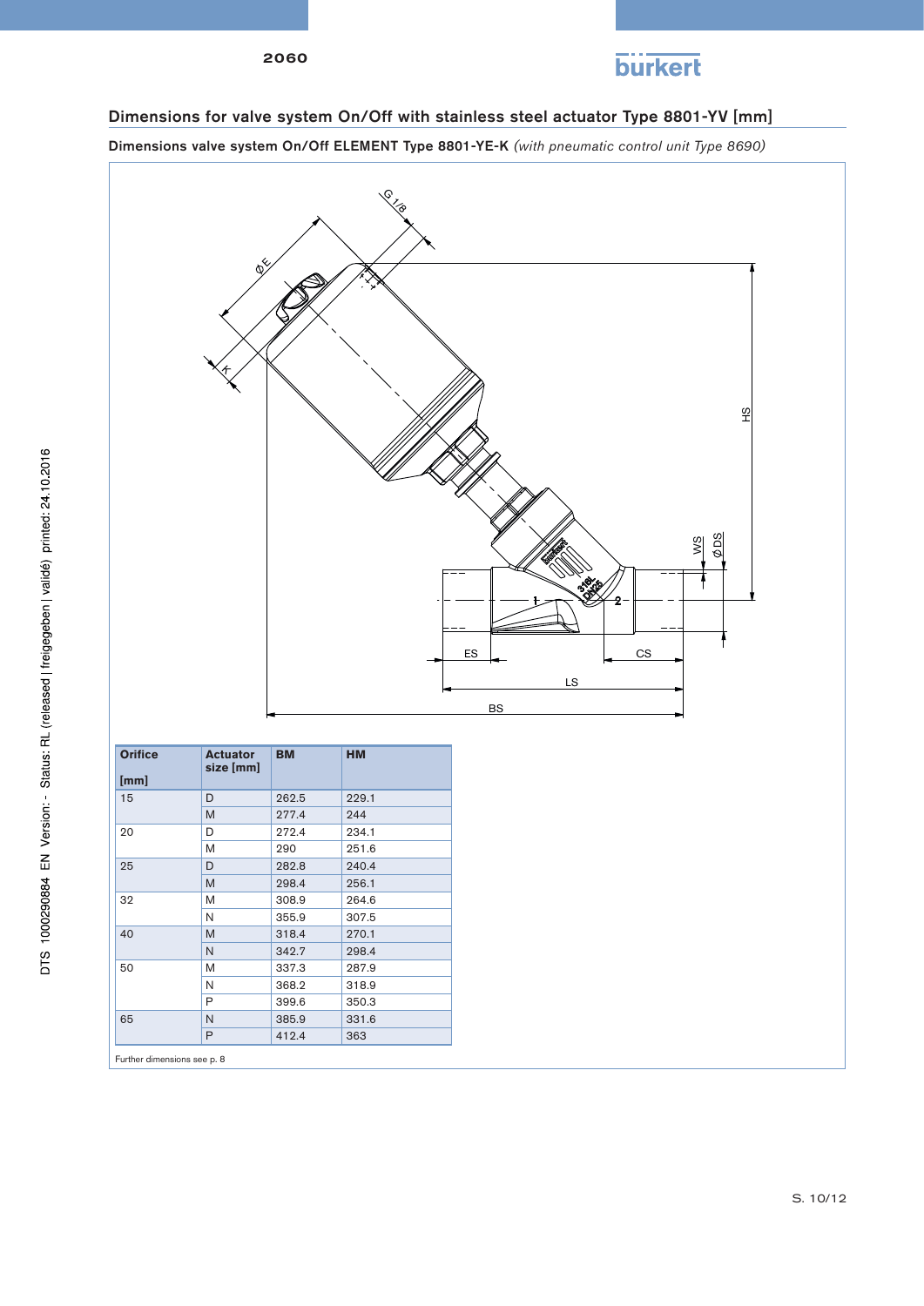## Dimensions for valve system On/Off with stainless steel actuator Type 8801-YV [mm]

**Dimensions valve system On/Off ELEMENT Type 8801-YE-K** *(with pneumatic control unit Type 8690)*

| Orifice [mm] | Actuator size [mm] | BM | HM |
|---|---|---|---|
| 15 | D | 262.5 | 229.1 |
| | M | 277.4 | 244 |
| 20 | D | 272.4 | 234.1 |
| | M | 290 | 251.6 |
| 25 | D | 282.8 | 240.4 |
| | M | 298.4 | 256.1 |
| 32 | M | 308.9 | 264.6 |
| | N | 355.9 | 307.5 |
| 40 | M | 318.4 | 270.1 |
| | N | 342.7 | 298.4 |
| 50 | M | 337.3 | 287.9 |
| | N | 368.2 | 318.9 |
| | P | 399.6 | 350.3 |
| 65 | N | 385.9 | 331.6 |
| | P | 412.4 | 363 |

Further dimensions see p. 8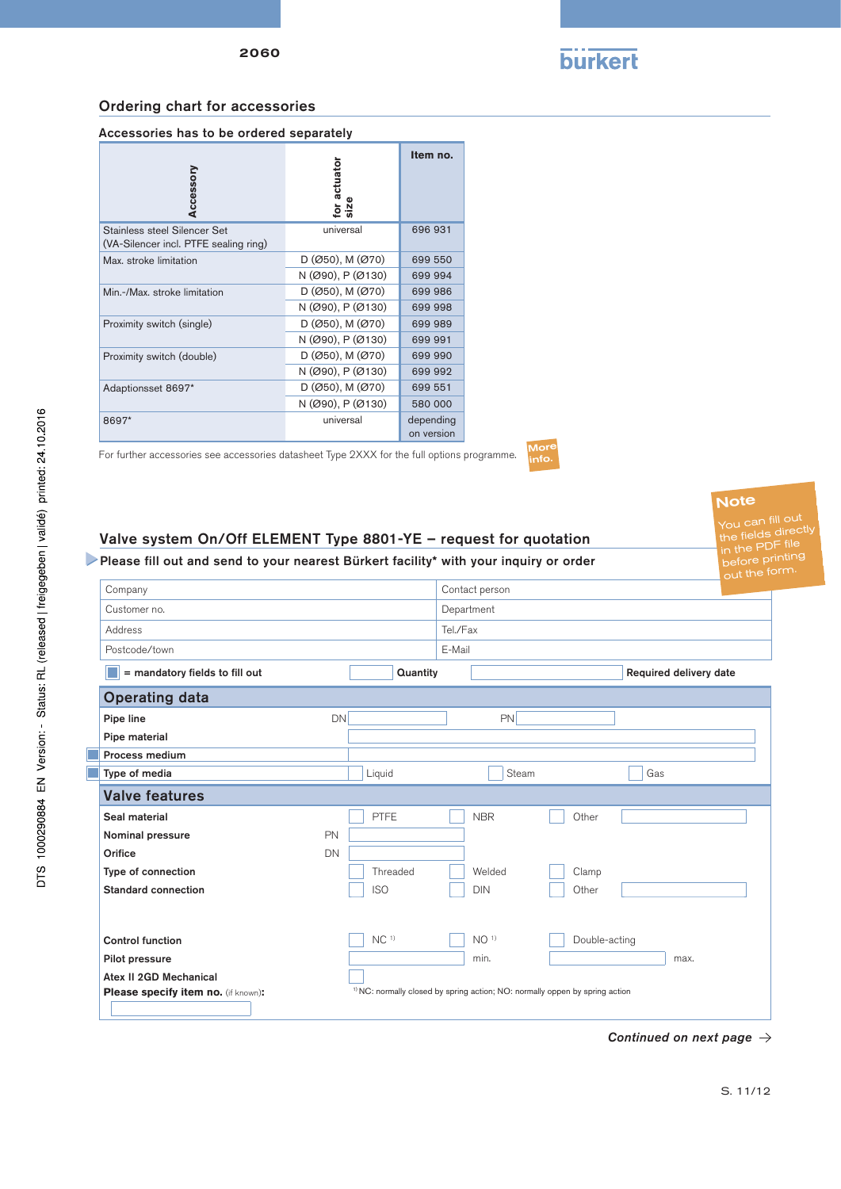## Ordering chart for accessories

### Accessories has to be ordered separately

| Accessory | for actuator size | Item no. |
|---|---|---|
| Stainless steel Silencer Set (VA-Silencer incl. PTFE sealing ring) | universal | 696 931 |
| Max. stroke limitation | D (Ø50), M (Ø70) | 699 550 |
| | N (Ø90), P (Ø130) | 699 994 |
| Min.-/Max. stroke limitation | D (Ø50), M (Ø70) | 699 986 |
| | N (Ø90), P (Ø130) | 699 998 |
| Proximity switch (single) | D (Ø50), M (Ø70) | 699 989 |
| | N (Ø90), P (Ø130) | 699 991 |
| Proximity switch (double) | D (Ø50), M (Ø70) | 699 990 |
| | N (Ø90), P (Ø130) | 699 992 |
| Adaptionsset 8697* | D (Ø50), M (Ø70) | 699 551 |
| | N (Ø90), P (Ø130) | 580 000 |
| 8697* | universal | depending on version |

For further accessories see accessories datasheet Type 2XXX for the full options programme. More info.

**Note**
You can fill out the fields directly in the PDF file before printing out the form.

## Valve system On/Off ELEMENT Type 8801-YE – request for quotation

**Please fill out and send to your nearest Bürkert facility* with your inquiry or order**

| | |
|---|---|
| Company | Contact person |
| Customer no. | Department |
| Address | Tel./Fax |
| Postcode/town | E-Mail |

**= mandatory fields to fill out** | **Quantity** | **Required delivery date**

### Operating data

| | | | |
|---|---|---|---|
| **Pipe line** | DN | PN | |
| **Pipe material** | | | |
| **Process medium** | | | |
| **Type of media** | Liquid | Steam | Gas |

### Valve features

| | | | | |
|---|---|---|---|---|
| **Seal material** | PTFE | NBR | Other | |
| **Nominal pressure** | PN | | | |
| **Orifice** | DN | | | |
| **Type of connection** | Threaded | Welded | Clamp | |
| **Standard connection** | ISO | DIN | Other | |
| **Control function** | NC [1] | NO [1] | Double-acting | |
| **Pilot pressure** | min. | | max. | |
| **Atex II 2GD Mechanical** | | | | |
| **Please specify item no.** (if known): | | | | |

[1] NC: normally closed by spring action; NO: normally oppen by spring action

*Continued on next page →*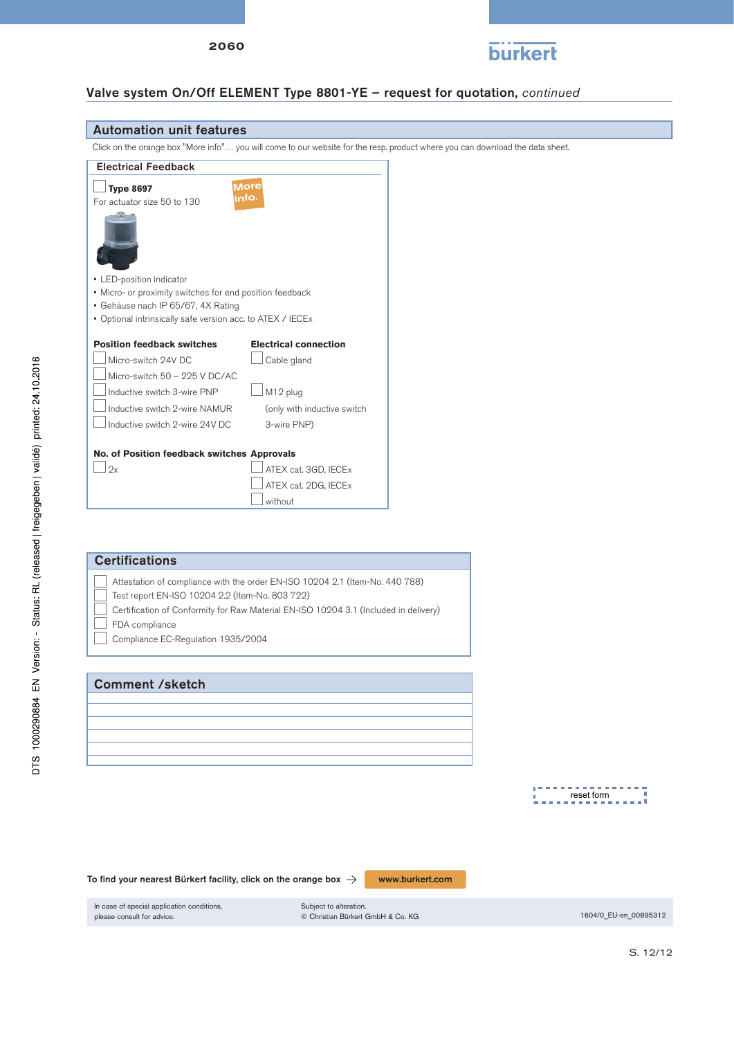## Valve system On/Off ELEMENT Type 8801-YE – request for quotation, *continued*

## Automation unit features

Click on the orange box "More info"… you will come to our website for the resp. product where you can download the data sheet.

### Electrical Feedback

☐ **Type 8697**
For actuator size 50 to 130

More info.

- LED-position indicator
- Micro- or proximity switches for end position feedback
- Gehäuse nach IP 65/67, 4X Rating
- Optional intrinsically safe version acc. to ATEX / IECEx

**Position feedback switches**

☐ Micro-switch 24V DC
☐ Micro-switch 50 – 225 V DC/AC
☐ Inductive switch 3-wire PNP
☐ Inductive switch 2-wire NAMUR
☐ Inductive switch 2-wire 24V DC

**Electrical connection**

☐ Cable gland
☐ M12 plug
(only with inductive switch 3-wire PNP)

**No. of Position feedback switches**

☐ 2x

**Approvals**

☐ ATEX cat. 3GD, IECEx
☐ ATEX cat. 2DG, IECEx
☐ without

## Certifications

☐ Attestation of compliance with the order EN-ISO 10204 2.1 (Item-No. 440 788)
☐ Test report EN-ISO 10204 2.2 (Item-No. 803 722)
☐ Certification of Conformity for Raw Material EN-ISO 10204 3.1 (Included in delivery)
☐ FDA compliance
☐ Compliance EC-Regulation 1935/2004

## Comment /sketch

reset form

To find your nearest Bürkert facility, click on the orange box → www.burkert.com

In case of special application conditions, please consult for advice.

Subject to alteration.
© Christian Bürkert GmbH & Co. KG

1604/0_EU-en_00895312